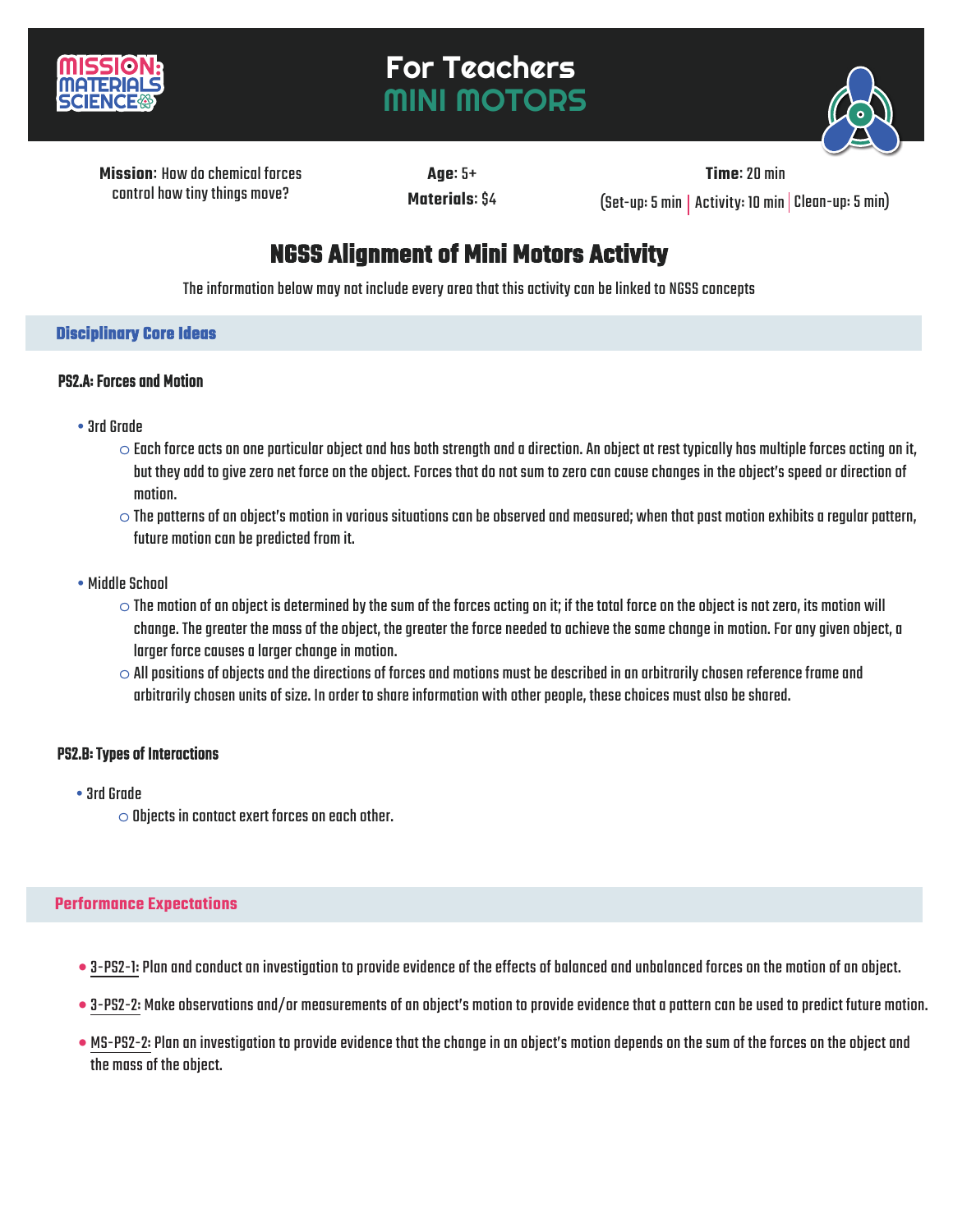MISSION: MATERIALS SCIENCE

# For Teachers
# MINI MOTORS

**Mission**: How do chemical forces control how tiny things move?

**Age**: 5+

**Materials**: $4

**Time**: 20 min

(Set-up: 5 min | Activity: 10 min | Clean-up: 5 min)

## NGSS Alignment of Mini Motors Activity

The information below may not include every area that this activity can be linked to NGSS concepts

### Disciplinary Core Ideas

#### PS2.A: Forces and Motion

- 3rd Grade
  - Each force acts on one particular object and has both strength and a direction. An object at rest typically has multiple forces acting on it, but they add to give zero net force on the object. Forces that do not sum to zero can cause changes in the object's speed or direction of motion.
  - The patterns of an object's motion in various situations can be observed and measured; when that past motion exhibits a regular pattern, future motion can be predicted from it.
- Middle School
  - The motion of an object is determined by the sum of the forces acting on it; if the total force on the object is not zero, its motion will change. The greater the mass of the object, the greater the force needed to achieve the same change in motion. For any given object, a larger force causes a larger change in motion.
  - All positions of objects and the directions of forces and motions must be described in an arbitrarily chosen reference frame and arbitrarily chosen units of size. In order to share information with other people, these choices must also be shared.

#### PS2.B: Types of Interactions

- 3rd Grade
  - Objects in contact exert forces on each other.

### Performance Expectations

- 3-PS2-1: Plan and conduct an investigation to provide evidence of the effects of balanced and unbalanced forces on the motion of an object.
- 3-PS2-2: Make observations and/or measurements of an object's motion to provide evidence that a pattern can be used to predict future motion.
- MS-PS2-2: Plan an investigation to provide evidence that the change in an object's motion depends on the sum of the forces on the object and the mass of the object.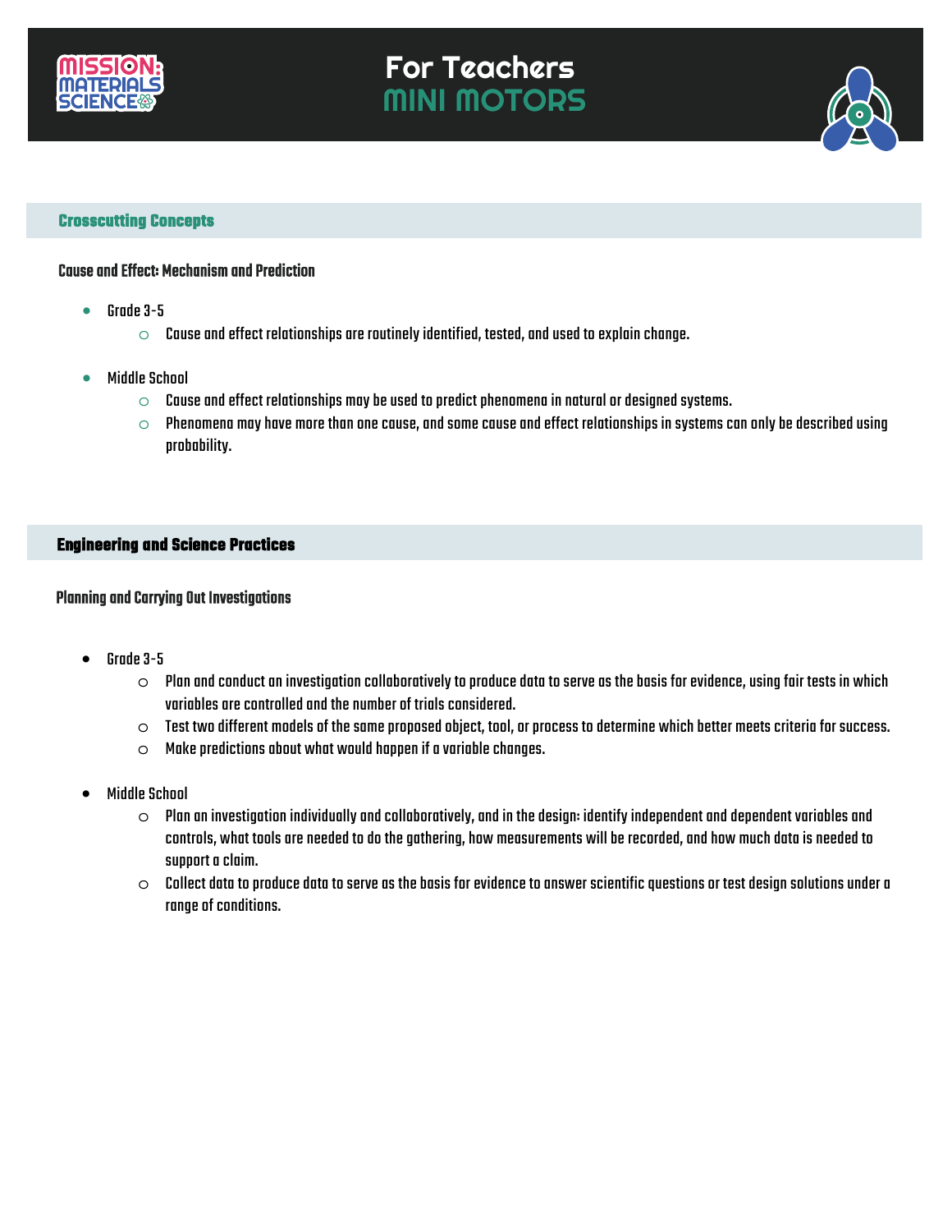# For Teachers
# MINI MOTORS

## Crosscutting Concepts

### Cause and Effect: Mechanism and Prediction

- Grade 3-5
  - Cause and effect relationships are routinely identified, tested, and used to explain change.
- Middle School
  - Cause and effect relationships may be used to predict phenomena in natural or designed systems.
  - Phenomena may have more than one cause, and some cause and effect relationships in systems can only be described using probability.

## Engineering and Science Practices

### Planning and Carrying Out Investigations

- Grade 3-5
  - Plan and conduct an investigation collaboratively to produce data to serve as the basis for evidence, using fair tests in which variables are controlled and the number of trials considered.
  - Test two different models of the same proposed object, tool, or process to determine which better meets criteria for success.
  - Make predictions about what would happen if a variable changes.
- Middle School
  - Plan an investigation individually and collaboratively, and in the design: identify independent and dependent variables and controls, what tools are needed to do the gathering, how measurements will be recorded, and how much data is needed to support a claim.
  - Collect data to produce data to serve as the basis for evidence to answer scientific questions or test design solutions under a range of conditions.